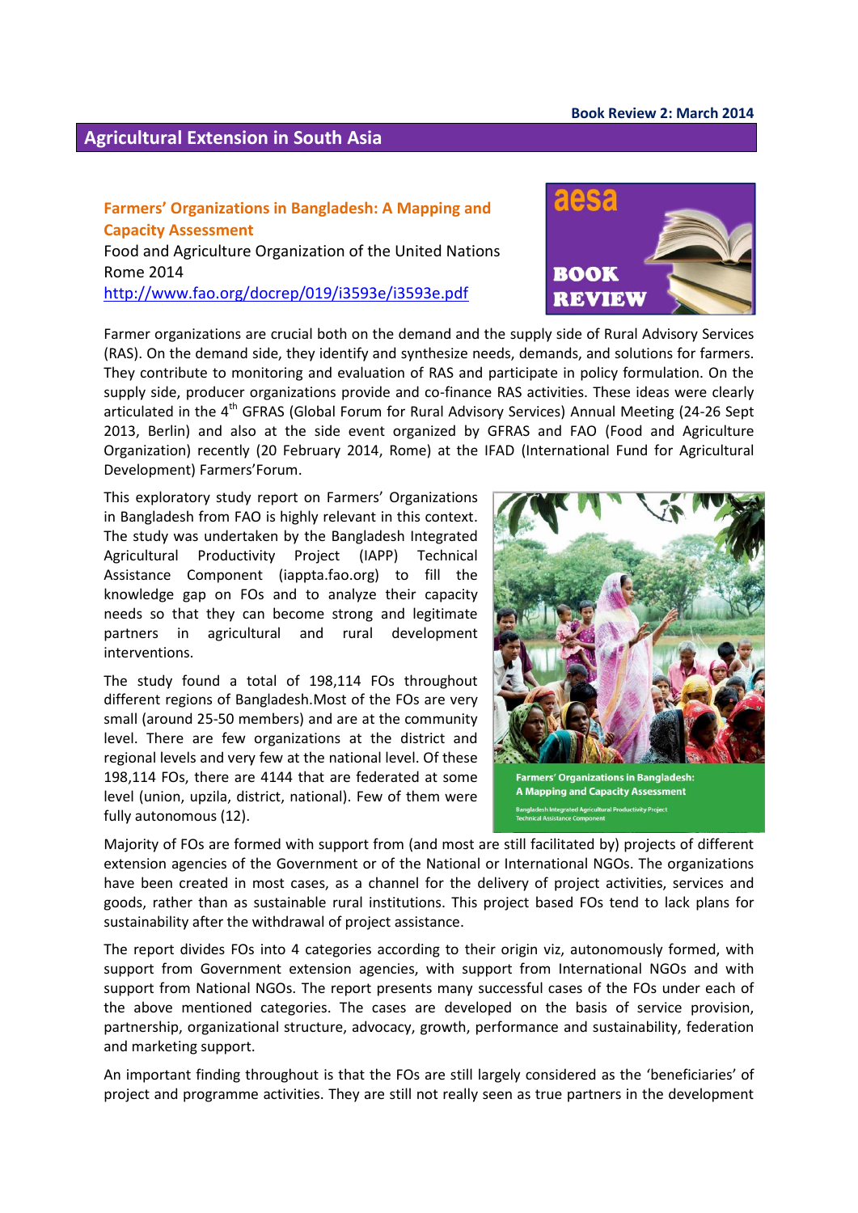Book Review 2: March 2014

## Agricultural Extension in South Asia

**Farmers' Organizations in Bangladesh: A Mapping and Capacity Assessment**

Food and Agriculture Organization of the United Nations
Rome 2014
http://www.fao.org/docrep/019/i3593e/i3593e.pdf

Farmer organizations are crucial both on the demand and the supply side of Rural Advisory Services (RAS). On the demand side, they identify and synthesize needs, demands, and solutions for farmers. They contribute to monitoring and evaluation of RAS and participate in policy formulation. On the supply side, producer organizations provide and co-finance RAS activities. These ideas were clearly articulated in the 4th GFRAS (Global Forum for Rural Advisory Services) Annual Meeting (24-26 Sept 2013, Berlin) and also at the side event organized by GFRAS and FAO (Food and Agriculture Organization) recently (20 February 2014, Rome) at the IFAD (International Fund for Agricultural Development) Farmers'Forum.

This exploratory study report on Farmers' Organizations in Bangladesh from FAO is highly relevant in this context. The study was undertaken by the Bangladesh Integrated Agricultural Productivity Project (IAPP) Technical Assistance Component (iappta.fao.org) to fill the knowledge gap on FOs and to analyze their capacity needs so that they can become strong and legitimate partners in agricultural and rural development interventions.

The study found a total of 198,114 FOs throughout different regions of Bangladesh.Most of the FOs are very small (around 25-50 members) and are at the community level. There are few organizations at the district and regional levels and very few at the national level. Of these 198,114 FOs, there are 4144 that are federated at some level (union, upzila, district, national). Few of them were fully autonomous (12).

Majority of FOs are formed with support from (and most are still facilitated by) projects of different extension agencies of the Government or of the National or International NGOs. The organizations have been created in most cases, as a channel for the delivery of project activities, services and goods, rather than as sustainable rural institutions. This project based FOs tend to lack plans for sustainability after the withdrawal of project assistance.

The report divides FOs into 4 categories according to their origin viz, autonomously formed, with support from Government extension agencies, with support from International NGOs and with support from National NGOs. The report presents many successful cases of the FOs under each of the above mentioned categories. The cases are developed on the basis of service provision, partnership, organizational structure, advocacy, growth, performance and sustainability, federation and marketing support.

An important finding throughout is that the FOs are still largely considered as the 'beneficiaries' of project and programme activities. They are still not really seen as true partners in the development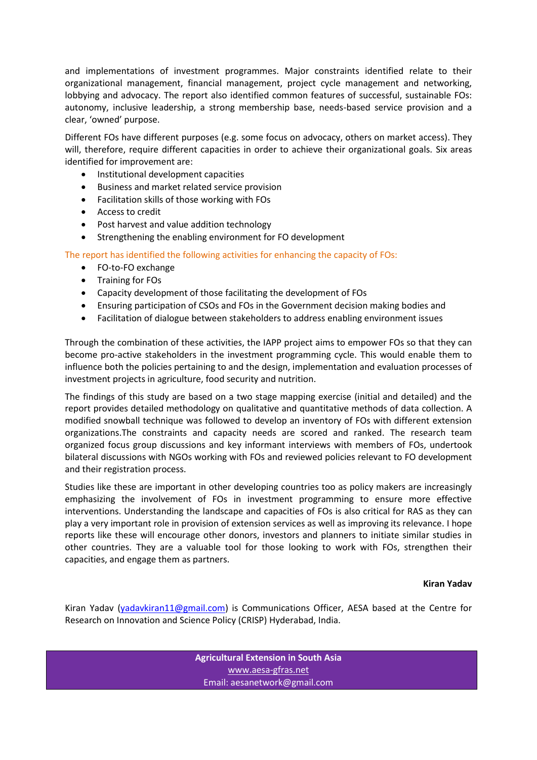and implementations of investment programmes. Major constraints identified relate to their organizational management, financial management, project cycle management and networking, lobbying and advocacy. The report also identified common features of successful, sustainable FOs: autonomy, inclusive leadership, a strong membership base, needs-based service provision and a clear, 'owned' purpose.

Different FOs have different purposes (e.g. some focus on advocacy, others on market access). They will, therefore, require different capacities in order to achieve their organizational goals. Six areas identified for improvement are:

- Institutional development capacities
- Business and market related service provision
- Facilitation skills of those working with FOs
- Access to credit
- Post harvest and value addition technology
- Strengthening the enabling environment for FO development

The report has identified the following activities for enhancing the capacity of FOs:

- FO-to-FO exchange
- Training for FOs
- Capacity development of those facilitating the development of FOs
- Ensuring participation of CSOs and FOs in the Government decision making bodies and
- Facilitation of dialogue between stakeholders to address enabling environment issues

Through the combination of these activities, the IAPP project aims to empower FOs so that they can become pro-active stakeholders in the investment programming cycle. This would enable them to influence both the policies pertaining to and the design, implementation and evaluation processes of investment projects in agriculture, food security and nutrition.

The findings of this study are based on a two stage mapping exercise (initial and detailed) and the report provides detailed methodology on qualitative and quantitative methods of data collection. A modified snowball technique was followed to develop an inventory of FOs with different extension organizations.The constraints and capacity needs are scored and ranked. The research team organized focus group discussions and key informant interviews with members of FOs, undertook bilateral discussions with NGOs working with FOs and reviewed policies relevant to FO development and their registration process.

Studies like these are important in other developing countries too as policy makers are increasingly emphasizing the involvement of FOs in investment programming to ensure more effective interventions. Understanding the landscape and capacities of FOs is also critical for RAS as they can play a very important role in provision of extension services as well as improving its relevance. I hope reports like these will encourage other donors, investors and planners to initiate similar studies in other countries. They are a valuable tool for those looking to work with FOs, strengthen their capacities, and engage them as partners.

**Kiran Yadav**

Kiran Yadav (yadavkiran11@gmail.com) is Communications Officer, AESA based at the Centre for Research on Innovation and Science Policy (CRISP) Hyderabad, India.

**Agricultural Extension in South Asia**
www.aesa-gfras.net
Email: aesanetwork@gmail.com